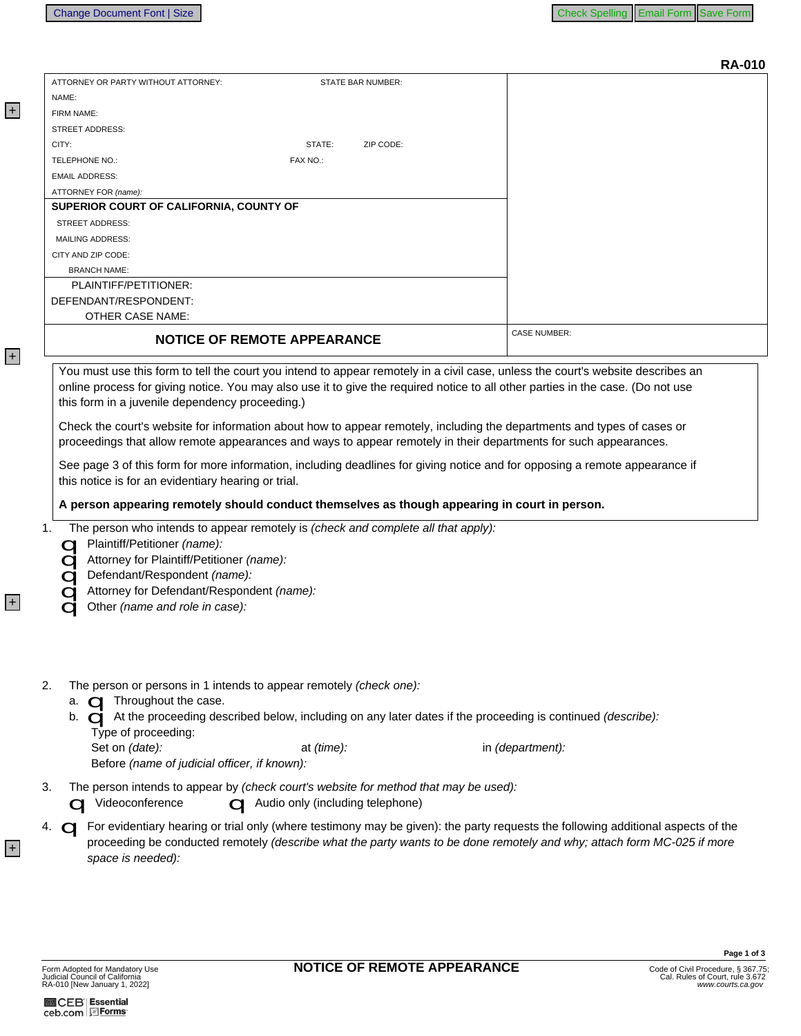**RA-010**

| ATTORNEY OR PARTY WITHOUT ATTORNEY: STATE BAR NUMBER: | |
|---|---|
| NAME: | |
| FIRM NAME: | |
| STREET ADDRESS: | |
| CITY: STATE: ZIP CODE: | |
| TELEPHONE NO.: FAX NO.: | |
| EMAIL ADDRESS: | |
| ATTORNEY FOR *(name)*: | |
| **SUPERIOR COURT OF CALIFORNIA, COUNTY OF** | |
| STREET ADDRESS: | |
| MAILING ADDRESS: | |
| CITY AND ZIP CODE: | |
| BRANCH NAME: | |
| PLAINTIFF/PETITIONER: | |
| DEFENDANT/RESPONDENT: | |
| OTHER CASE NAME: | |
| **NOTICE OF REMOTE APPEARANCE** | CASE NUMBER: |

You must use this form to tell the court you intend to appear remotely in a civil case, unless the court's website describes an online process for giving notice. You may also use it to give the required notice to all other parties in the case. (Do not use this form in a juvenile dependency proceeding.)

Check the court's website for information about how to appear remotely, including the departments and types of cases or proceedings that allow remote appearances and ways to appear remotely in their departments for such appearances.

See page 3 of this form for more information, including deadlines for giving notice and for opposing a remote appearance if this notice is for an evidentiary hearing or trial.

**A person appearing remotely should conduct themselves as though appearing in court in person.**

1. The person who intends to appear remotely is *(check and complete all that apply)*:
   - ☐ Plaintiff/Petitioner *(name)*:
   - ☐ Attorney for Plaintiff/Petitioner *(name)*:
   - ☐ Defendant/Respondent *(name)*:
   - ☐ Attorney for Defendant/Respondent *(name)*:
   - ☐ Other *(name and role in case)*:

2. The person or persons in 1 intends to appear remotely *(check one)*:
   a. ☐ Throughout the case.
   b. ☐ At the proceeding described below, including on any later dates if the proceeding is continued *(describe)*:
   Type of proceeding:
   Set on *(date)*: at *(time)*: in *(department)*:
   Before *(name of judicial officer, if known)*:

3. The person intends to appear by *(check court's website for method that may be used)*:
   ☐ Videoconference ☐ Audio only (including telephone)

4. ☐ For evidentiary hearing or trial only (where testimony may be given): the party requests the following additional aspects of the proceeding be conducted remotely *(describe what the party wants to be done remotely and why; attach form MC-025 if more space is needed)*:

Form Adopted for Mandatory Use
Judicial Council of California
RA-010 [New January 1, 2022]

**NOTICE OF REMOTE APPEARANCE**

Code of Civil Procedure, § 367.75;
Cal. Rules of Court, rule 3.672
*www.courts.ca.gov*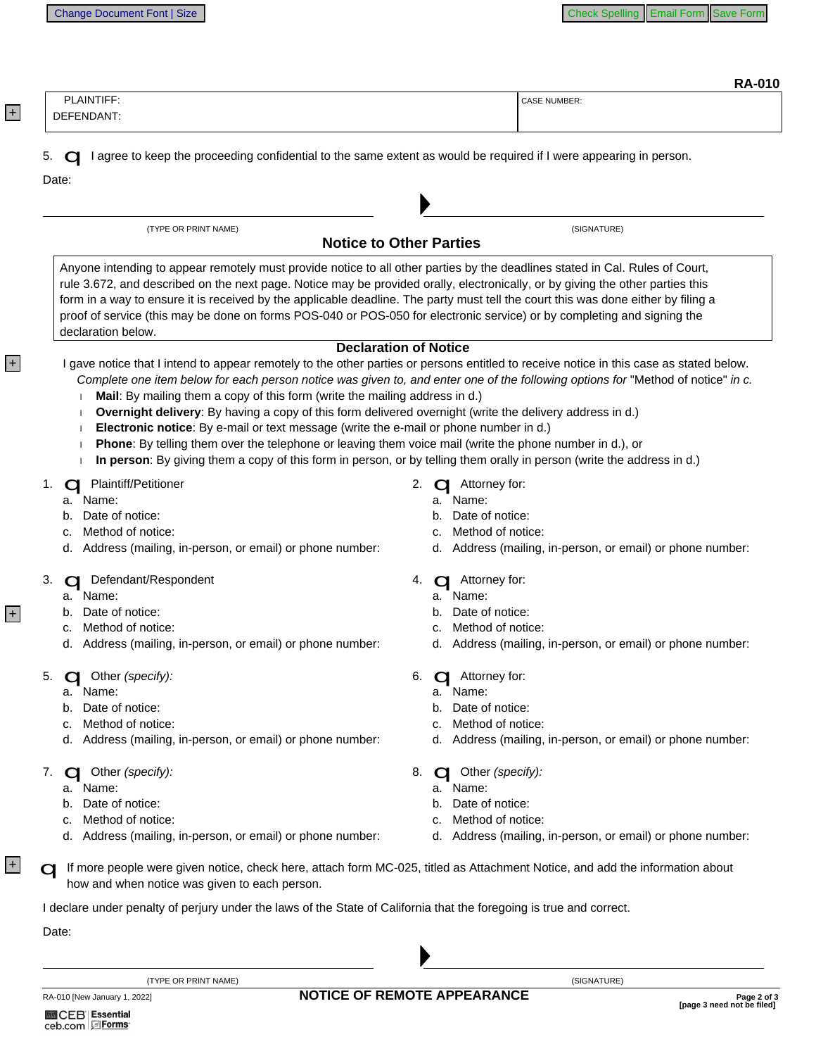RA-010

| PLAINTIFF: | CASE NUMBER: |
| --- | --- |
| DEFENDANT: | |

5. ☐ I agree to keep the proceeding confidential to the same extent as would be required if I were appearing in person.

Date:

(TYPE OR PRINT NAME) ▶ (SIGNATURE)

## Notice to Other Parties

Anyone intending to appear remotely must provide notice to all other parties by the deadlines stated in Cal. Rules of Court, rule 3.672, and described on the next page. Notice may be provided orally, electronically, or by giving the other parties this form in a way to ensure it is received by the applicable deadline. The party must tell the court this was done either by filing a proof of service (this may be done on forms POS-040 or POS-050 for electronic service) or by completing and signing the declaration below.

### Declaration of Notice

I gave notice that I intend to appear remotely to the other parties or persons entitled to receive notice in this case as stated below. *Complete one item below for each person notice was given to, and enter one of the following options for* "Method of notice" *in c.*

- **Mail**: By mailing them a copy of this form (write the mailing address in d.)
- **Overnight delivery**: By having a copy of this form delivered overnight (write the delivery address in d.)
- **Electronic notice**: By e-mail or text message (write the e-mail or phone number in d.)
- **Phone**: By telling them over the telephone or leaving them voice mail (write the phone number in d.), or
- **In person**: By giving them a copy of this form in person, or by telling them orally in person (write the address in d.)

1. ☐ Plaintiff/Petitioner
   a. Name:
   b. Date of notice:
   c. Method of notice:
   d. Address (mailing, in-person, or email) or phone number:

2. ☐ Attorney for:
   a. Name:
   b. Date of notice:
   c. Method of notice:
   d. Address (mailing, in-person, or email) or phone number:

3. ☐ Defendant/Respondent
   a. Name:
   b. Date of notice:
   c. Method of notice:
   d. Address (mailing, in-person, or email) or phone number:

4. ☐ Attorney for:
   a. Name:
   b. Date of notice:
   c. Method of notice:
   d. Address (mailing, in-person, or email) or phone number:

5. ☐ Other *(specify)*:
   a. Name:
   b. Date of notice:
   c. Method of notice:
   d. Address (mailing, in-person, or email) or phone number:

6. ☐ Attorney for:
   a. Name:
   b. Date of notice:
   c. Method of notice:
   d. Address (mailing, in-person, or email) or phone number:

7. ☐ Other *(specify)*:
   a. Name:
   b. Date of notice:
   c. Method of notice:
   d. Address (mailing, in-person, or email) or phone number:

8. ☐ Other *(specify)*:
   a. Name:
   b. Date of notice:
   c. Method of notice:
   d. Address (mailing, in-person, or email) or phone number:

☐ If more people were given notice, check here, attach form MC-025, titled as Attachment Notice, and add the information about how and when notice was given to each person.

I declare under penalty of perjury under the laws of the State of California that the foregoing is true and correct.

Date:

(TYPE OR PRINT NAME) ▶ (SIGNATURE)

RA-010 [New January 1, 2022] **NOTICE OF REMOTE APPEARANCE** **[page 3 need not be filed]**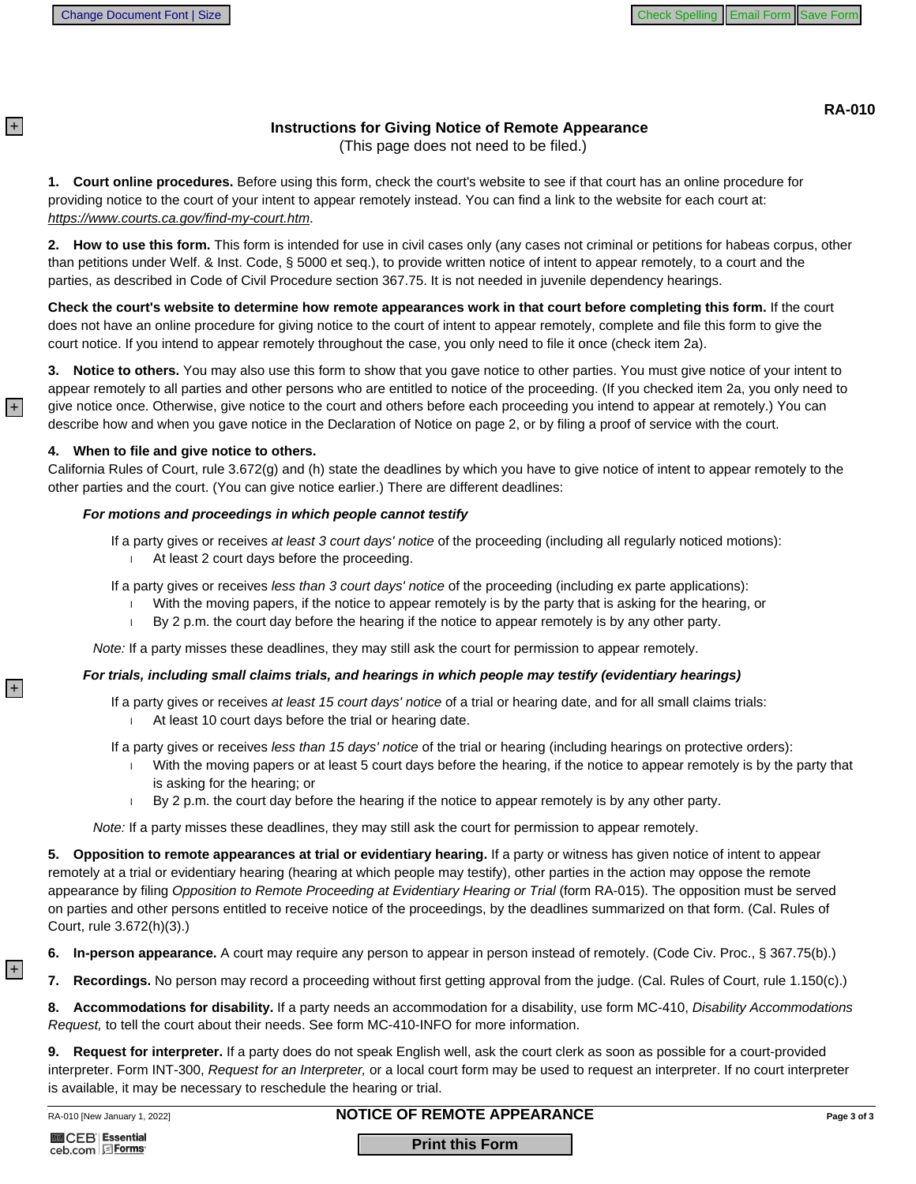RA-010

## Instructions for Giving Notice of Remote Appearance

(This page does not need to be filed.)

**1. Court online procedures.** Before using this form, check the court's website to see if that court has an online procedure for providing notice to the court of your intent to appear remotely instead. You can find a link to the website for each court at: *https://www.courts.ca.gov/find-my-court.htm*.

**2. How to use this form.** This form is intended for use in civil cases only (any cases not criminal or petitions for habeas corpus, other than petitions under Welf. & Inst. Code, § 5000 et seq.), to provide written notice of intent to appear remotely, to a court and the parties, as described in Code of Civil Procedure section 367.75. It is not needed in juvenile dependency hearings.

**Check the court's website to determine how remote appearances work in that court before completing this form.** If the court does not have an online procedure for giving notice to the court of intent to appear remotely, complete and file this form to give the court notice. If you intend to appear remotely throughout the case, you only need to file it once (check item 2a).

**3. Notice to others.** You may also use this form to show that you gave notice to other parties. You must give notice of your intent to appear remotely to all parties and other persons who are entitled to notice of the proceeding. (If you checked item 2a, you only need to give notice once. Otherwise, give notice to the court and others before each proceeding you intend to appear at remotely.) You can describe how and when you gave notice in the Declaration of Notice on page 2, or by filing a proof of service with the court.

**4. When to file and give notice to others.**
California Rules of Court, rule 3.672(g) and (h) state the deadlines by which you have to give notice of intent to appear remotely to the other parties and the court. (You can give notice earlier.) There are different deadlines:

***For motions and proceedings in which people cannot testify***

If a party gives or receives *at least 3 court days' notice* of the proceeding (including all regularly noticed motions):

- At least 2 court days before the proceeding.

If a party gives or receives *less than 3 court days' notice* of the proceeding (including ex parte applications):

- With the moving papers, if the notice to appear remotely is by the party that is asking for the hearing, or
- By 2 p.m. the court day before the hearing if the notice to appear remotely is by any other party.

*Note:* If a party misses these deadlines, they may still ask the court for permission to appear remotely.

***For trials, including small claims trials, and hearings in which people may testify (evidentiary hearings)***

If a party gives or receives *at least 15 court days' notice* of a trial or hearing date, and for all small claims trials:

- At least 10 court days before the trial or hearing date.

If a party gives or receives *less than 15 days' notice* of the trial or hearing (including hearings on protective orders):

- With the moving papers or at least 5 court days before the hearing, if the notice to appear remotely is by the party that is asking for the hearing; or
- By 2 p.m. the court day before the hearing if the notice to appear remotely is by any other party.

*Note:* If a party misses these deadlines, they may still ask the court for permission to appear remotely.

**5. Opposition to remote appearances at trial or evidentiary hearing.** If a party or witness has given notice of intent to appear remotely at a trial or evidentiary hearing (hearing at which people may testify), other parties in the action may oppose the remote appearance by filing *Opposition to Remote Proceeding at Evidentiary Hearing or Trial* (form RA-015). The opposition must be served on parties and other persons entitled to receive notice of the proceedings, by the deadlines summarized on that form. (Cal. Rules of Court, rule 3.672(h)(3).)

**6. In-person appearance.** A court may require any person to appear in person instead of remotely. (Code Civ. Proc., § 367.75(b).)

**7. Recordings.** No person may record a proceeding without first getting approval from the judge. (Cal. Rules of Court, rule 1.150(c).)

**8. Accommodations for disability.** If a party needs an accommodation for a disability, use form MC-410, *Disability Accommodations Request,* to tell the court about their needs. See form MC-410-INFO for more information.

**9. Request for interpreter.** If a party does do not speak English well, ask the court clerk as soon as possible for a court-provided interpreter. Form INT-300, *Request for an Interpreter,* or a local court form may be used to request an interpreter. If no court interpreter is available, it may be necessary to reschedule the hearing or trial.

RA-010 [New January 1, 2022] **NOTICE OF REMOTE APPEARANCE**